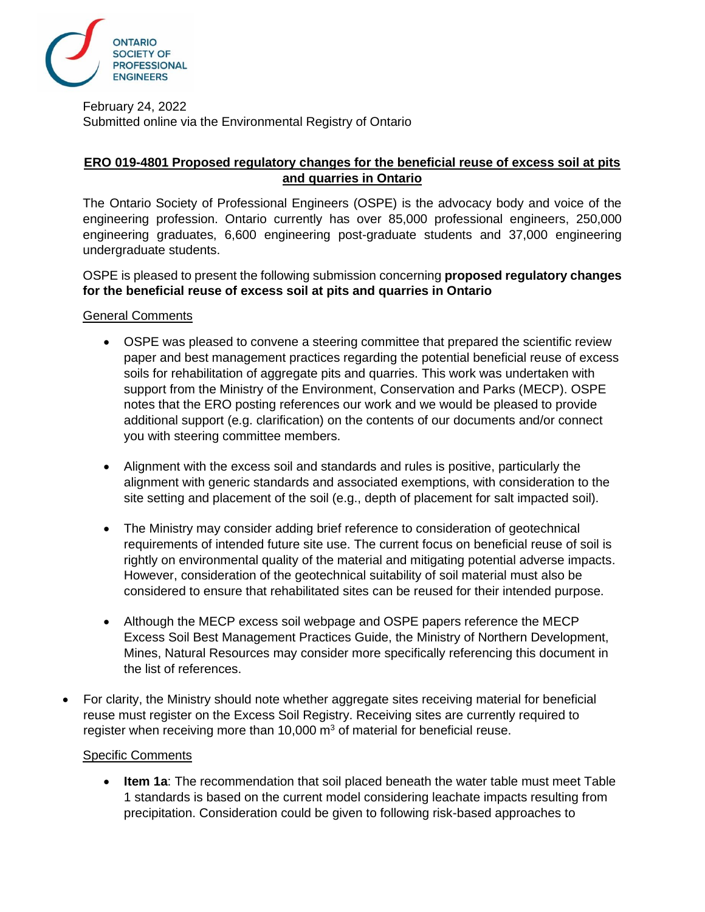ONTARIO SOCIETY OF PROFESSIONAL ENGINEERS

February 24, 2022
Submitted online via the Environmental Registry of Ontario

## ERO 019-4801 Proposed regulatory changes for the beneficial reuse of excess soil at pits and quarries in Ontario

The Ontario Society of Professional Engineers (OSPE) is the advocacy body and voice of the engineering profession. Ontario currently has over 85,000 professional engineers, 250,000 engineering graduates, 6,600 engineering post-graduate students and 37,000 engineering undergraduate students.

OSPE is pleased to present the following submission concerning **proposed regulatory changes for the beneficial reuse of excess soil at pits and quarries in Ontario**

### General Comments

- OSPE was pleased to convene a steering committee that prepared the scientific review paper and best management practices regarding the potential beneficial reuse of excess soils for rehabilitation of aggregate pits and quarries. This work was undertaken with support from the Ministry of the Environment, Conservation and Parks (MECP). OSPE notes that the ERO posting references our work and we would be pleased to provide additional support (e.g. clarification) on the contents of our documents and/or connect you with steering committee members.

- Alignment with the excess soil and standards and rules is positive, particularly the alignment with generic standards and associated exemptions, with consideration to the site setting and placement of the soil (e.g., depth of placement for salt impacted soil).

- The Ministry may consider adding brief reference to consideration of geotechnical requirements of intended future site use. The current focus on beneficial reuse of soil is rightly on environmental quality of the material and mitigating potential adverse impacts. However, consideration of the geotechnical suitability of soil material must also be considered to ensure that rehabilitated sites can be reused for their intended purpose.

- Although the MECP excess soil webpage and OSPE papers reference the MECP Excess Soil Best Management Practices Guide, the Ministry of Northern Development, Mines, Natural Resources may consider more specifically referencing this document in the list of references.

- For clarity, the Ministry should note whether aggregate sites receiving material for beneficial reuse must register on the Excess Soil Registry. Receiving sites are currently required to register when receiving more than 10,000 $m^3$ of material for beneficial reuse.

### Specific Comments

- **Item 1a**: The recommendation that soil placed beneath the water table must meet Table 1 standards is based on the current model considering leachate impacts resulting from precipitation. Consideration could be given to following risk-based approaches to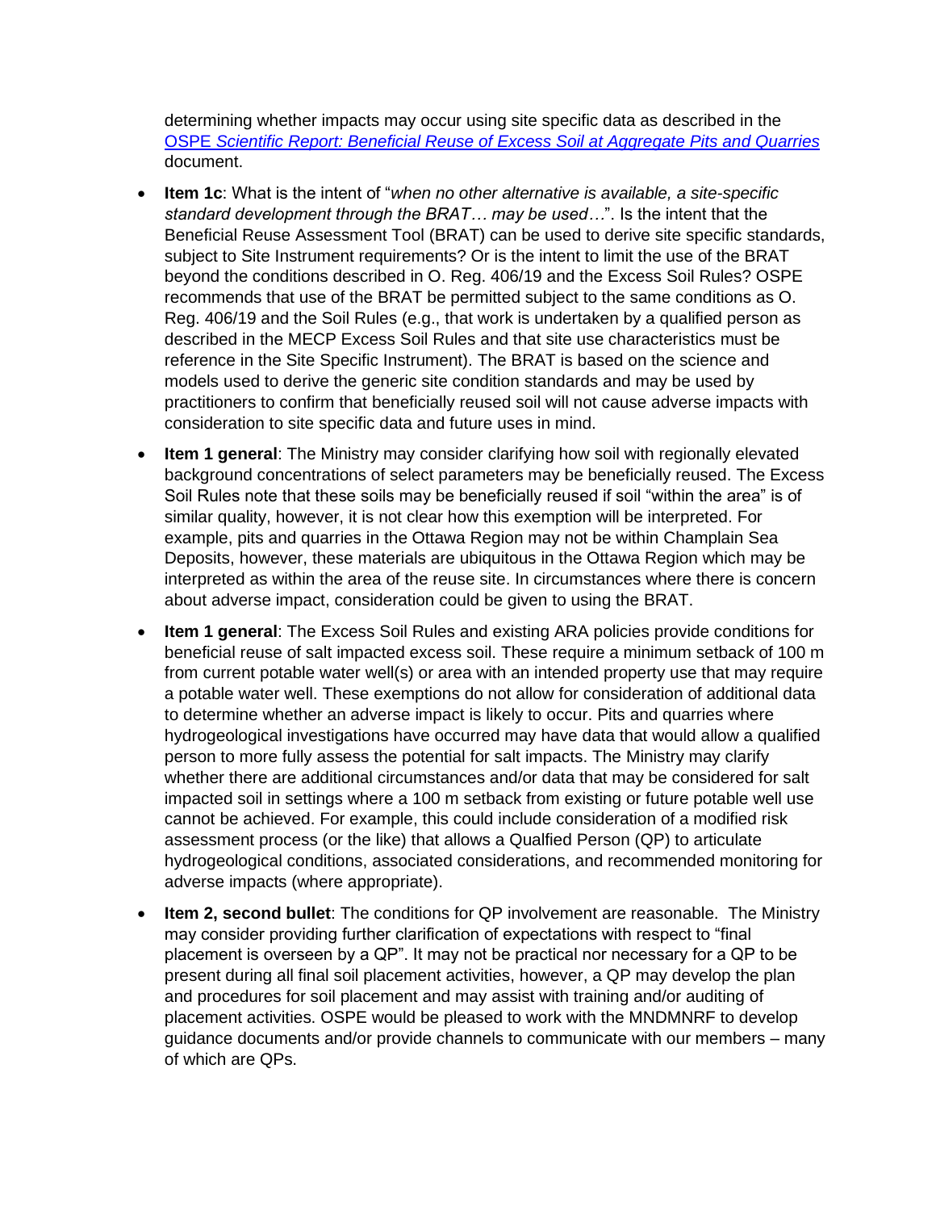determining whether impacts may occur using site specific data as described in the [OSPE *Scientific Report: Beneficial Reuse of Excess Soil at Aggregate Pits and Quarries*]() document.

- **Item 1c**: What is the intent of "*when no other alternative is available, a site-specific standard development through the BRAT… may be used…*". Is the intent that the Beneficial Reuse Assessment Tool (BRAT) can be used to derive site specific standards, subject to Site Instrument requirements? Or is the intent to limit the use of the BRAT beyond the conditions described in O. Reg. 406/19 and the Excess Soil Rules? OSPE recommends that use of the BRAT be permitted subject to the same conditions as O. Reg. 406/19 and the Soil Rules (e.g., that work is undertaken by a qualified person as described in the MECP Excess Soil Rules and that site use characteristics must be reference in the Site Specific Instrument). The BRAT is based on the science and models used to derive the generic site condition standards and may be used by practitioners to confirm that beneficially reused soil will not cause adverse impacts with consideration to site specific data and future uses in mind.
- **Item 1 general**: The Ministry may consider clarifying how soil with regionally elevated background concentrations of select parameters may be beneficially reused. The Excess Soil Rules note that these soils may be beneficially reused if soil "within the area" is of similar quality, however, it is not clear how this exemption will be interpreted. For example, pits and quarries in the Ottawa Region may not be within Champlain Sea Deposits, however, these materials are ubiquitous in the Ottawa Region which may be interpreted as within the area of the reuse site. In circumstances where there is concern about adverse impact, consideration could be given to using the BRAT.
- **Item 1 general**: The Excess Soil Rules and existing ARA policies provide conditions for beneficial reuse of salt impacted excess soil. These require a minimum setback of 100 m from current potable water well(s) or area with an intended property use that may require a potable water well. These exemptions do not allow for consideration of additional data to determine whether an adverse impact is likely to occur. Pits and quarries where hydrogeological investigations have occurred may have data that would allow a qualified person to more fully assess the potential for salt impacts. The Ministry may clarify whether there are additional circumstances and/or data that may be considered for salt impacted soil in settings where a 100 m setback from existing or future potable well use cannot be achieved. For example, this could include consideration of a modified risk assessment process (or the like) that allows a Qualfied Person (QP) to articulate hydrogeological conditions, associated considerations, and recommended monitoring for adverse impacts (where appropriate).
- **Item 2, second bullet**: The conditions for QP involvement are reasonable. The Ministry may consider providing further clarification of expectations with respect to "final placement is overseen by a QP". It may not be practical nor necessary for a QP to be present during all final soil placement activities, however, a QP may develop the plan and procedures for soil placement and may assist with training and/or auditing of placement activities. OSPE would be pleased to work with the MNDMNRF to develop guidance documents and/or provide channels to communicate with our members – many of which are QPs.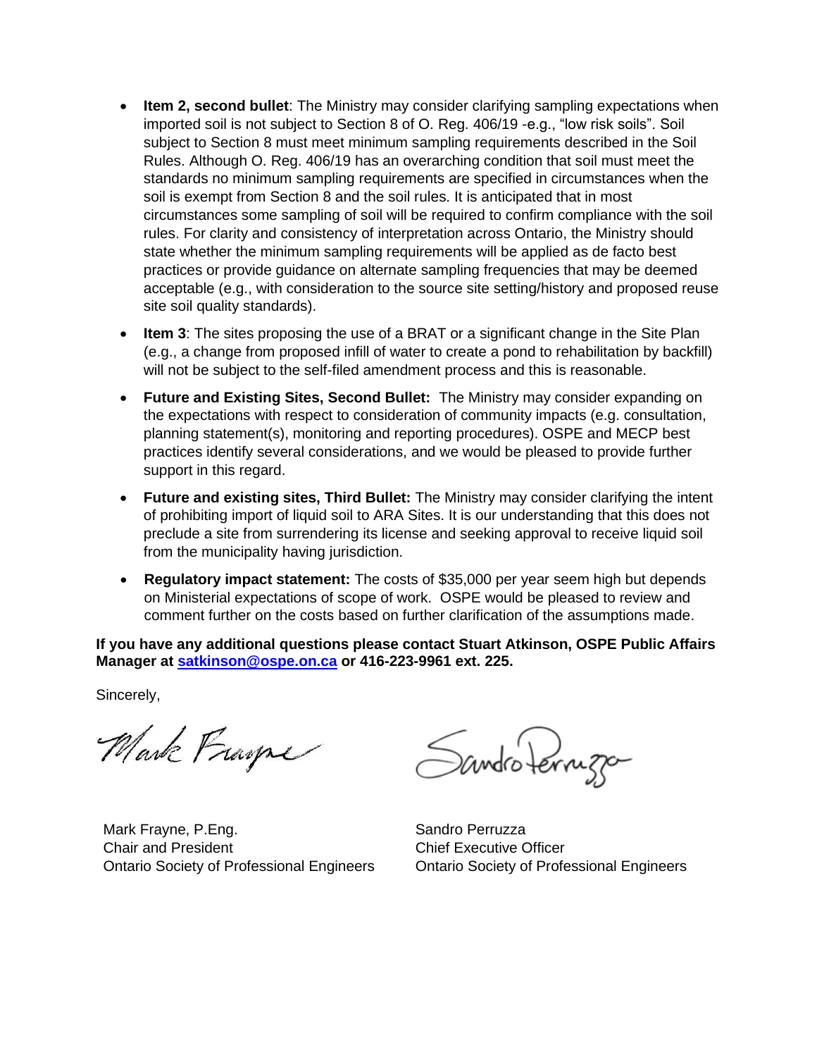- **Item 2, second bullet**: The Ministry may consider clarifying sampling expectations when imported soil is not subject to Section 8 of O. Reg. 406/19 -e.g., "low risk soils". Soil subject to Section 8 must meet minimum sampling requirements described in the Soil Rules. Although O. Reg. 406/19 has an overarching condition that soil must meet the standards no minimum sampling requirements are specified in circumstances when the soil is exempt from Section 8 and the soil rules. It is anticipated that in most circumstances some sampling of soil will be required to confirm compliance with the soil rules. For clarity and consistency of interpretation across Ontario, the Ministry should state whether the minimum sampling requirements will be applied as de facto best practices or provide guidance on alternate sampling frequencies that may be deemed acceptable (e.g., with consideration to the source site setting/history and proposed reuse site soil quality standards).
- **Item 3**: The sites proposing the use of a BRAT or a significant change in the Site Plan (e.g., a change from proposed infill of water to create a pond to rehabilitation by backfill) will not be subject to the self-filed amendment process and this is reasonable.
- **Future and Existing Sites, Second Bullet:** The Ministry may consider expanding on the expectations with respect to consideration of community impacts (e.g. consultation, planning statement(s), monitoring and reporting procedures). OSPE and MECP best practices identify several considerations, and we would be pleased to provide further support in this regard.
- **Future and existing sites, Third Bullet:** The Ministry may consider clarifying the intent of prohibiting import of liquid soil to ARA Sites. It is our understanding that this does not preclude a site from surrendering its license and seeking approval to receive liquid soil from the municipality having jurisdiction.
- **Regulatory impact statement:** The costs of $35,000 per year seem high but depends on Ministerial expectations of scope of work. OSPE would be pleased to review and comment further on the costs based on further clarification of the assumptions made.

**If you have any additional questions please contact Stuart Atkinson, OSPE Public Affairs Manager at [satkinson@ospe.on.ca](mailto:satkinson@ospe.on.ca) or 416-223-9961 ext. 225.**

Sincerely,

Mark Frayne, P.Eng.
Chair and President
Ontario Society of Professional Engineers

Sandro Perruzza
Chief Executive Officer
Ontario Society of Professional Engineers